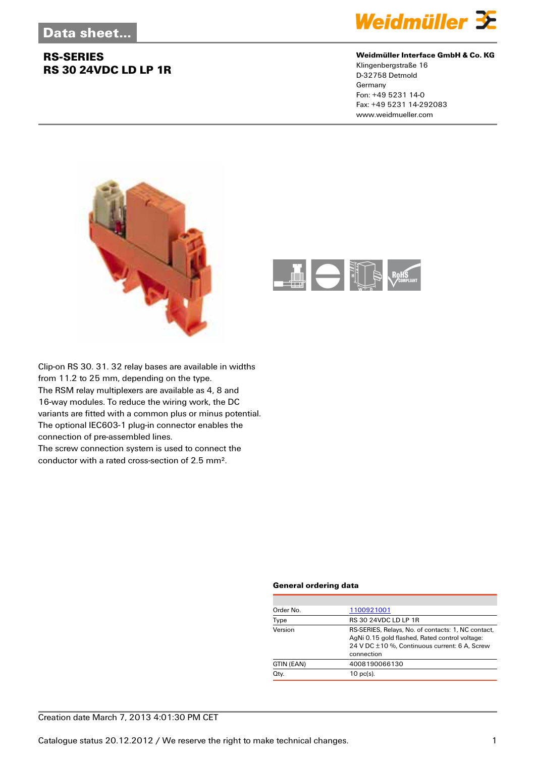Data sheet...

# RS-SERIES
## RS 30 24VDC LD LP 1R

**Weidmüller Interface GmbH & Co. KG**
Klingenbergstraße 16
D-32758 Detmold
Germany
Fon: +49 5231 14-0
Fax: +49 5231 14-292083
www.weidmueller.com

Clip-on RS 30. 31. 32 relay bases are available in widths from 11.2 to 25 mm, depending on the type.
The RSM relay multiplexers are available as 4, 8 and 16-way modules. To reduce the wiring work, the DC variants are fitted with a common plus or minus potential.
The optional IEC603-1 plug-in connector enables the connection of pre-assembled lines.
The screw connection system is used to connect the conductor with a rated cross-section of 2.5 mm².

### General ordering data

| | |
|---|---|
| Order No. | 1100921001 |
| Type | RS 30 24VDC LD LP 1R |
| Version | RS-SERIES, Relays, No. of contacts: 1, NC contact, AgNi 0.15 gold flashed, Rated control voltage: 24 V DC ±10 %, Continuous current: 6 A, Screw connection |
| GTIN (EAN) | 4008190066130 |
| Qty. | 10 pc(s). |

Creation date March 7, 2013 4:01:30 PM CET

Catalogue status 20.12.2012 / We reserve the right to make technical changes.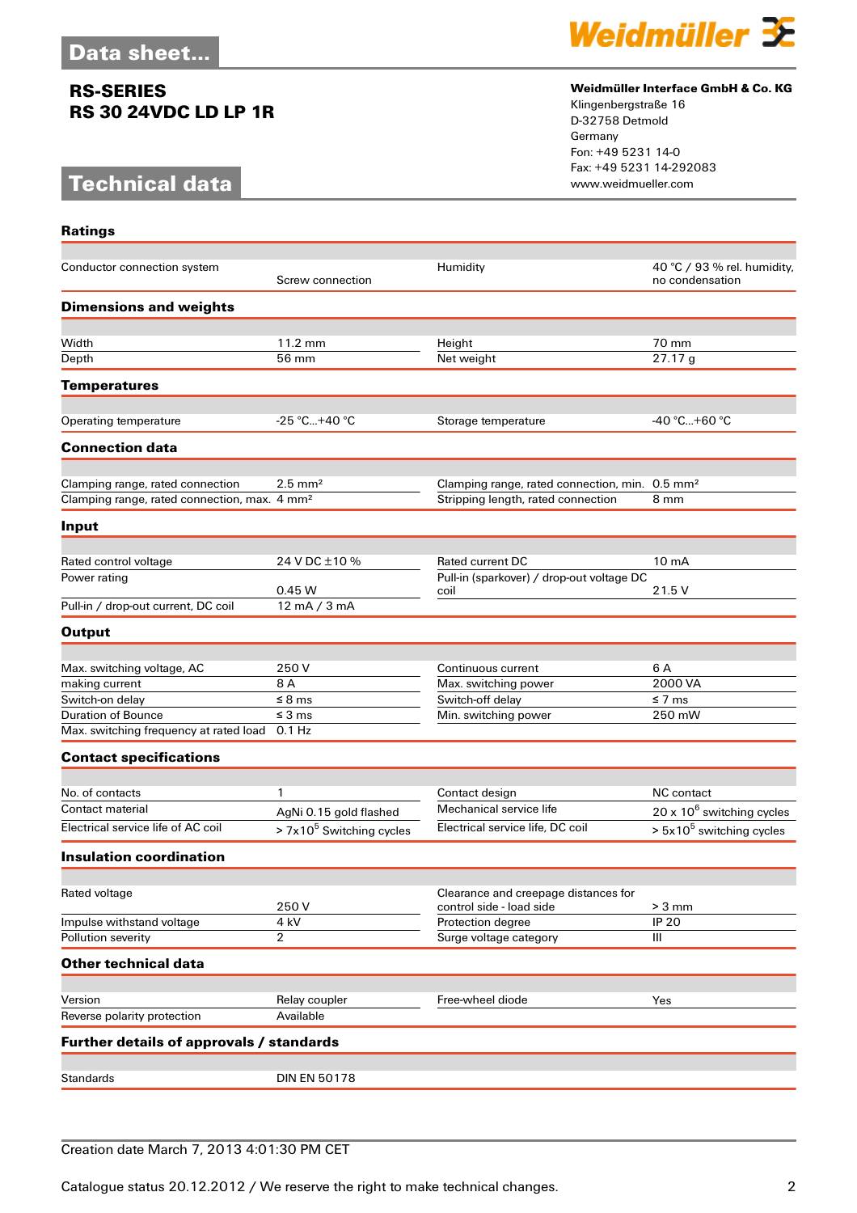# Data sheet...

**RS-SERIES**
**RS 30 24VDC LD LP 1R**

**Weidmüller Interface GmbH & Co. KG**
Klingenbergstraße 16
D-32758 Detmold
Germany
Fon: +49 5231 14-0
Fax: +49 5231 14-292083
www.weidmueller.com

## Technical data

### Ratings

| | | | |
|---|---|---|---|
| Conductor connection system | Screw connection | Humidity | 40 °C / 93 % rel. humidity, no condensation |

### Dimensions and weights

| | | | |
|---|---|---|---|
| Width | 11.2 mm | Height | 70 mm |
| Depth | 56 mm | Net weight | 27.17 g |

### Temperatures

| | | | |
|---|---|---|---|
| Operating temperature | -25 °C...+40 °C | Storage temperature | -40 °C...+60 °C |

### Connection data

| | | | |
|---|---|---|---|
| Clamping range, rated connection | 2.5 mm² | Clamping range, rated connection, min. | 0.5 mm² |
| Clamping range, rated connection, max. | 4 mm² | Stripping length, rated connection | 8 mm |

### Input

| | | | |
|---|---|---|---|
| Rated control voltage | 24 V DC ±10 % | Rated current DC | 10 mA |
| Power rating | 0.45 W | Pull-in (sparkover) / drop-out voltage DC coil | 21.5 V |
| Pull-in / drop-out current, DC coil | 12 mA / 3 mA | | |

### Output

| | | | |
|---|---|---|---|
| Max. switching voltage, AC | 250 V | Continuous current | 6 A |
| making current | 8 A | Max. switching power | 2000 VA |
| Switch-on delay | ≤ 8 ms | Switch-off delay | ≤ 7 ms |
| Duration of Bounce | ≤ 3 ms | Min. switching power | 250 mW |
| Max. switching frequency at rated load | 0.1 Hz | | |

### Contact specifications

| | | | |
|---|---|---|---|
| No. of contacts | 1 | Contact design | NC contact |
| Contact material | AgNi 0.15 gold flashed | Mechanical service life | 20 x $10^6$ switching cycles |
| Electrical service life of AC coil | > 7x$10^5$ Switching cycles | Electrical service life, DC coil | > 5x$10^5$ switching cycles |

### Insulation coordination

| | | | |
|---|---|---|---|
| Rated voltage | 250 V | Clearance and creepage distances for control side - load side | > 3 mm |
| Impulse withstand voltage | 4 kV | Protection degree | IP 20 |
| Pollution severity | 2 | Surge voltage category | III |

### Other technical data

| | | | |
|---|---|---|---|
| Version | Relay coupler | Free-wheel diode | Yes |
| Reverse polarity protection | Available | | |

### Further details of approvals / standards

| | |
|---|---|
| Standards | DIN EN 50178 |

Creation date March 7, 2013 4:01:30 PM CET

Catalogue status 20.12.2012 / We reserve the right to make technical changes.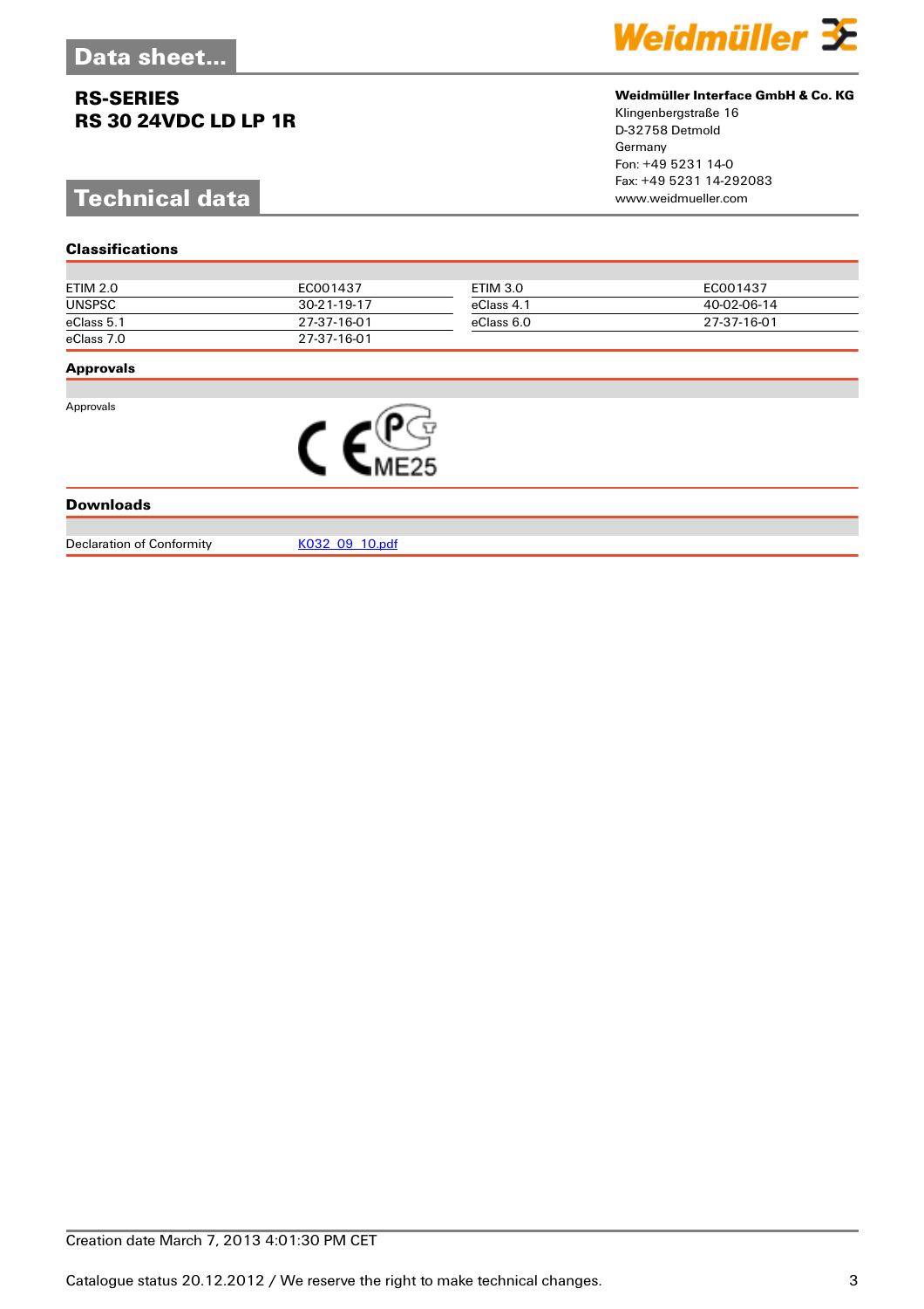# Data sheet...

## RS-SERIES
## RS 30 24VDC LD LP 1R

**Weidmüller Interface GmbH & Co. KG**
Klingenbergstraße 16
D-32758 Detmold
Germany
Fon: +49 5231 14-0
Fax: +49 5231 14-292083
www.weidmueller.com

# Technical data

### Classifications

| | | | |
|---|---|---|---|
| ETIM 2.0 | EC001437 | ETIM 3.0 | EC001437 |
| UNSPSC | 30-21-19-17 | eClass 4.1 | 40-02-06-14 |
| eClass 5.1 | 27-37-16-01 | eClass 6.0 | 27-37-16-01 |
| eClass 7.0 | 27-37-16-01 | | |

### Approvals

| | |
|---|---|
| Approvals | CE PCT ME25 |

### Downloads

| | |
|---|---|
| Declaration of Conformity | K032_09_10.pdf |

Creation date March 7, 2013 4:01:30 PM CET

Catalogue status 20.12.2012 / We reserve the right to make technical changes.